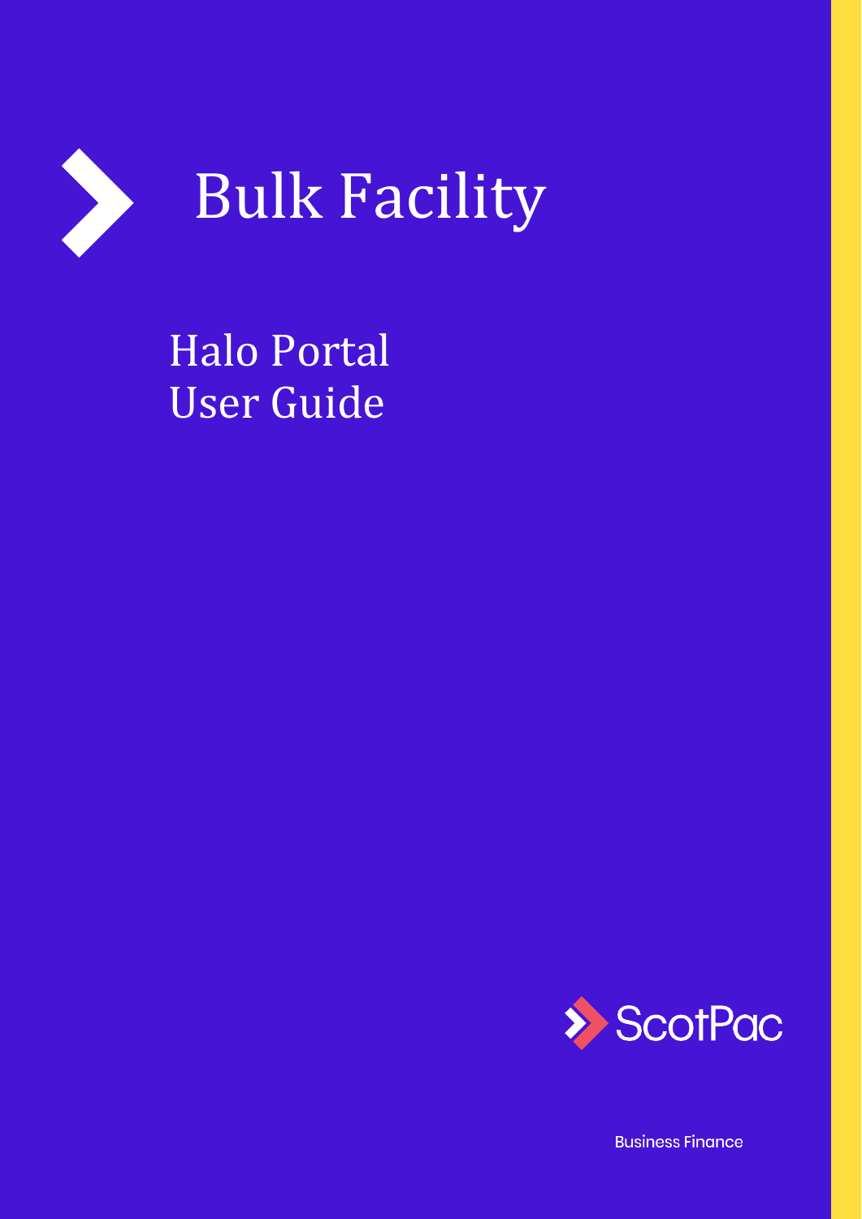# Bulk Facility

## Halo Portal
## User Guide

ScotPac

Business Finance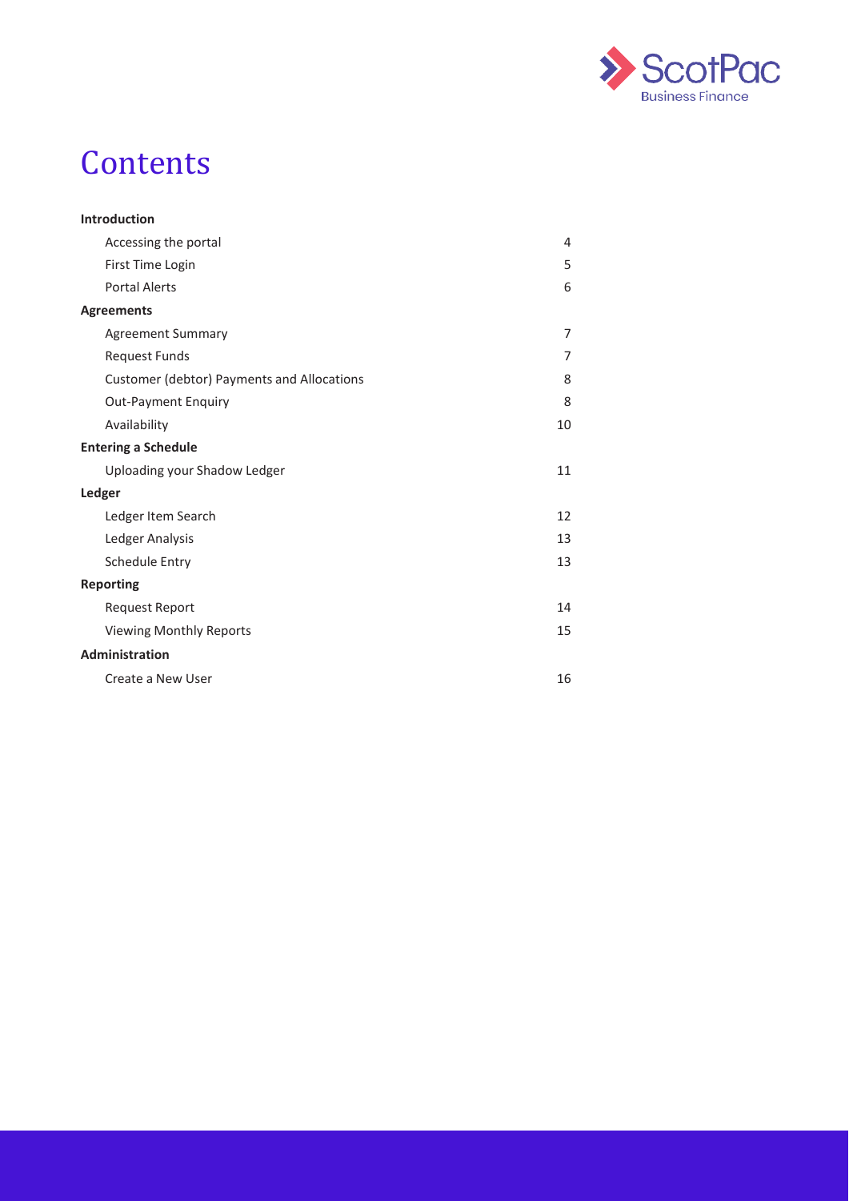# Contents

| | |
|---|---|
| **Introduction** | |
| Accessing the portal | 4 |
| First Time Login | 5 |
| Portal Alerts | 6 |
| **Agreements** | |
| Agreement Summary | 7 |
| Request Funds | 7 |
| Customer (debtor) Payments and Allocations | 8 |
| Out-Payment Enquiry | 8 |
| Availability | 10 |
| **Entering a Schedule** | |
| Uploading your Shadow Ledger | 11 |
| **Ledger** | |
| Ledger Item Search | 12 |
| Ledger Analysis | 13 |
| Schedule Entry | 13 |
| **Reporting** | |
| Request Report | 14 |
| Viewing Monthly Reports | 15 |
| **Administration** | |
| Create a New User | 16 |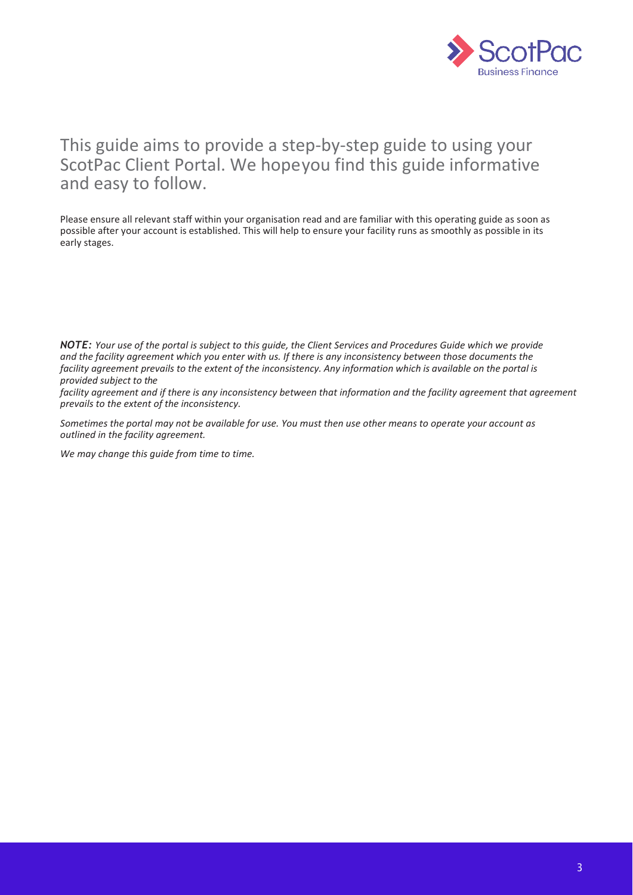## This guide aims to provide a step-by-step guide to using your ScotPac Client Portal. We hopeyou find this guide informative and easy to follow.

Please ensure all relevant staff within your organisation read and are familiar with this operating guide as soon as possible after your account is established. This will help to ensure your facility runs as smoothly as possible in its early stages.

***NOTE:*** *Your use of the portal is subject to this guide, the Client Services and Procedures Guide which we provide and the facility agreement which you enter with us. If there is any inconsistency between those documents the facility agreement prevails to the extent of the inconsistency. Any information which is available on the portal is provided subject to the facility agreement and if there is any inconsistency between that information and the facility agreement that agreement prevails to the extent of the inconsistency.*

*Sometimes the portal may not be available for use. You must then use other means to operate your account as outlined in the facility agreement.*

*We may change this guide from time to time.*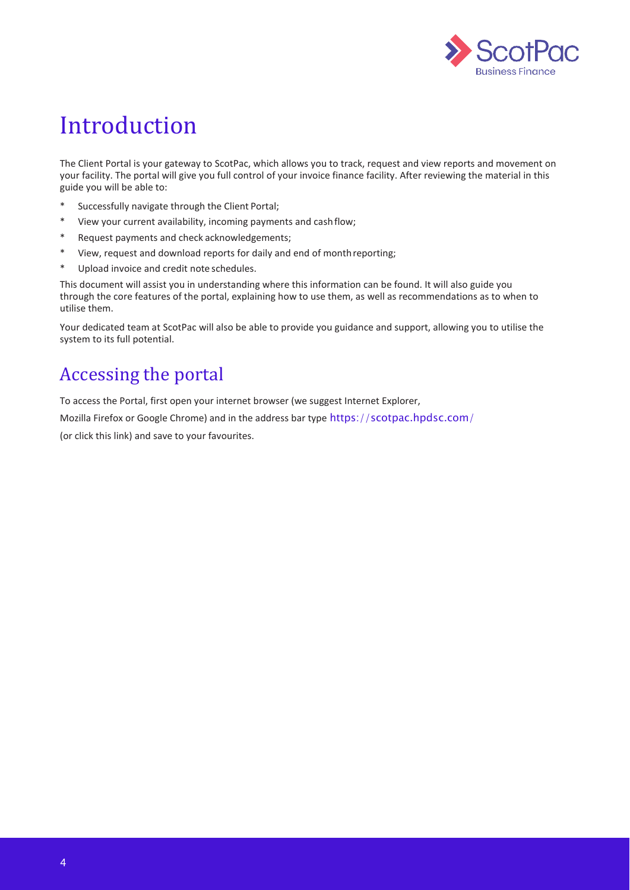# Introduction

The Client Portal is your gateway to ScotPac, which allows you to track, request and view reports and movement on your facility. The portal will give you full control of your invoice finance facility. After reviewing the material in this guide you will be able to:

* Successfully navigate through the Client Portal;
* View your current availability, incoming payments and cash flow;
* Request payments and check acknowledgements;
* View, request and download reports for daily and end of month reporting;
* Upload invoice and credit note schedules.

This document will assist you in understanding where this information can be found. It will also guide you through the core features of the portal, explaining how to use them, as well as recommendations as to when to utilise them.

Your dedicated team at ScotPac will also be able to provide you guidance and support, allowing you to utilise the system to its full potential.

## Accessing the portal

To access the Portal, first open your internet browser (we suggest Internet Explorer, Mozilla Firefox or Google Chrome) and in the address bar type https://scotpac.hpdsc.com/ (or click this link) and save to your favourites.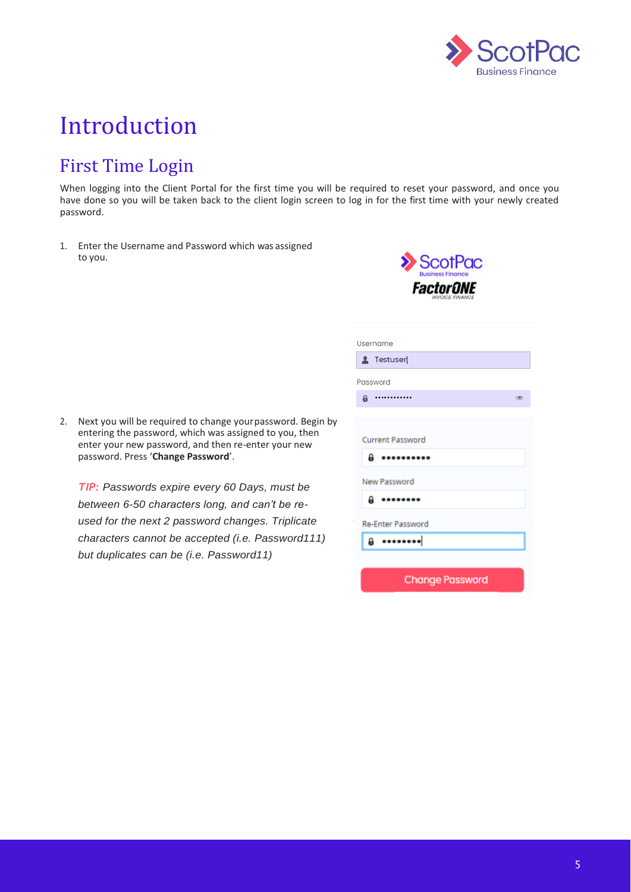# Introduction

## First Time Login

When logging into the Client Portal for the first time you will be required to reset your password, and once you have done so you will be taken back to the client login screen to log in for the first time with your newly created password.

1. Enter the Username and Password which was assigned to you.

2. Next you will be required to change your password. Begin by entering the password, which was assigned to you, then enter your new password, and then re-enter your new password. Press '**Change Password**'.

   *TIP: Passwords expire every 60 Days, must be between 6-50 characters long, and can't be re-used for the next 2 password changes. Triplicate characters cannot be accepted (i.e. Password111) but duplicates can be (i.e. Password11)*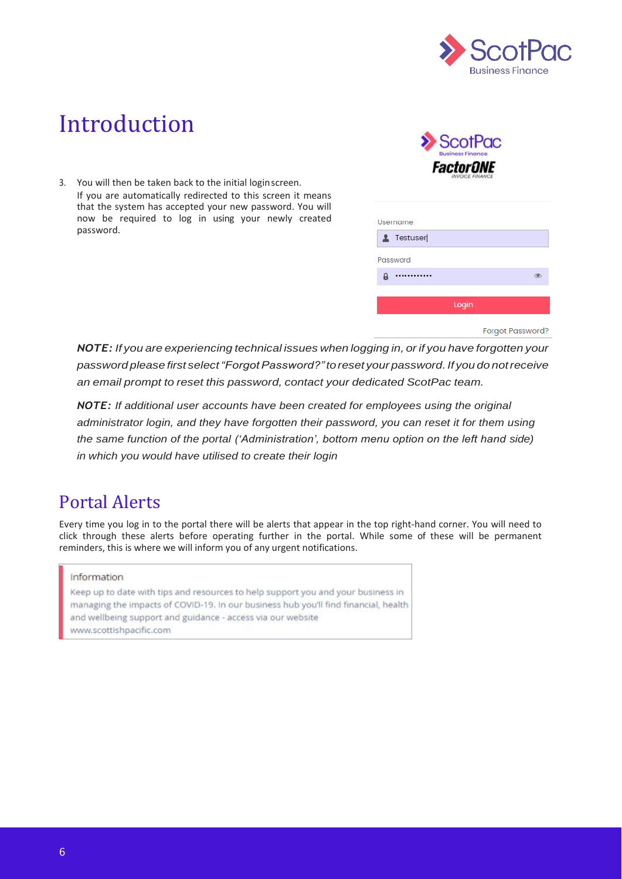# Introduction

3. You will then be taken back to the initial login screen.
   If you are automatically redirected to this screen it means that the system has accepted your new password. You will now be required to log in using your newly created password.

Username

Testuser

Password

Login

Forgot Password?

***NOTE:*** *If you are experiencing technical issues when logging in, or if you have forgotten your password please first select "Forgot Password?" to reset your password. If you do not receive an email prompt to reset this password, contact your dedicated ScotPac team.*

***NOTE:*** *If additional user accounts have been created for employees using the original administrator login, and they have forgotten their password, you can reset it for them using the same function of the portal ('Administration', bottom menu option on the left hand side) in which you would have utilised to create their login*

## Portal Alerts

Every time you log in to the portal there will be alerts that appear in the top right-hand corner. You will need to click through these alerts before operating further in the portal. While some of these will be permanent reminders, this is where we will inform you of any urgent notifications.

> Information
>
> Keep up to date with tips and resources to help support you and your business in managing the impacts of COVID-19. In our business hub you'll find financial, health and wellbeing support and guidance - access via our website www.scottishpacific.com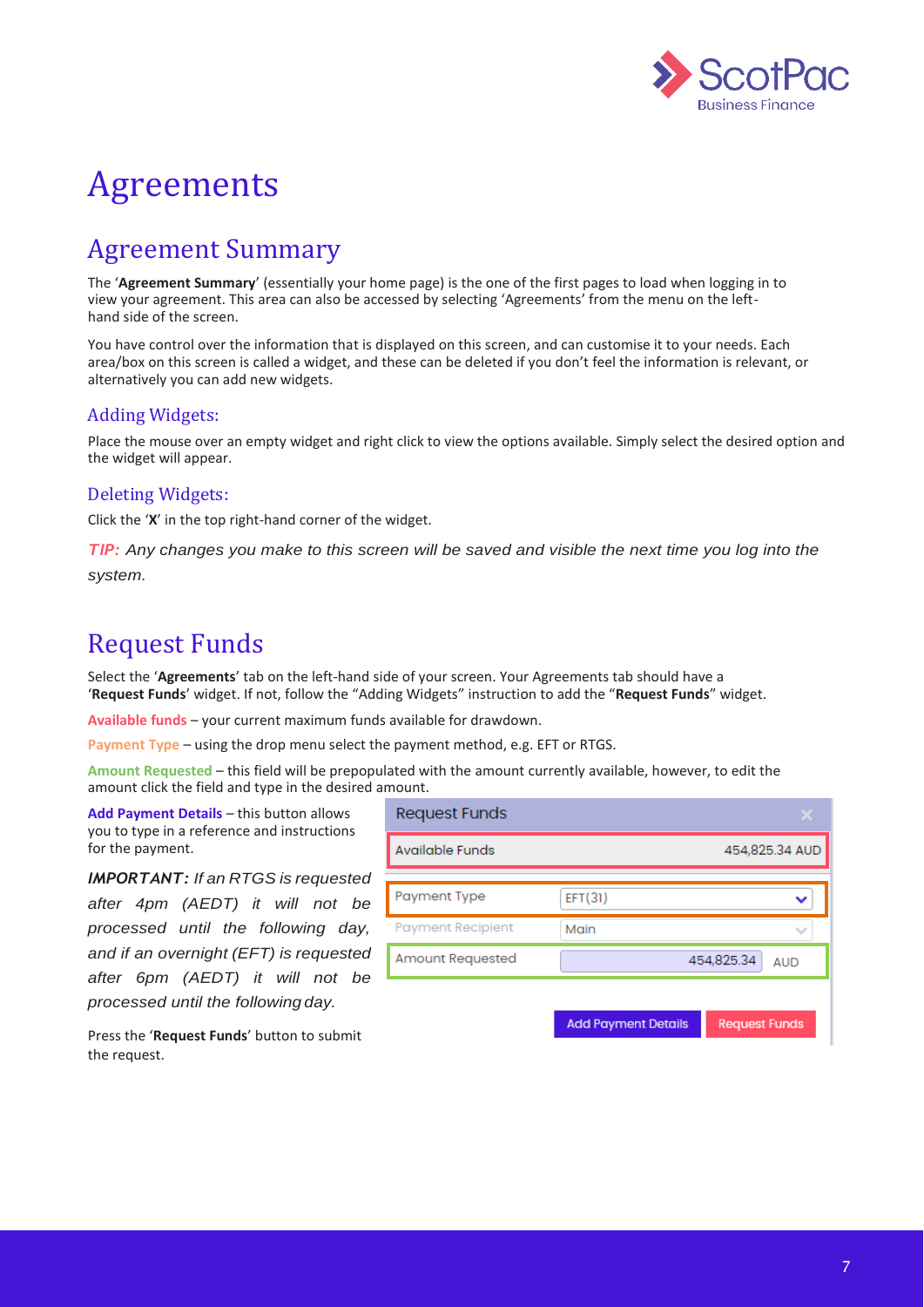# Agreements

## Agreement Summary

The '**Agreement Summary**' (essentially your home page) is the one of the first pages to load when logging in to view your agreement. This area can also be accessed by selecting 'Agreements' from the menu on the left-hand side of the screen.

You have control over the information that is displayed on this screen, and can customise it to your needs. Each area/box on this screen is called a widget, and these can be deleted if you don't feel the information is relevant, or alternatively you can add new widgets.

### Adding Widgets:

Place the mouse over an empty widget and right click to view the options available. Simply select the desired option and the widget will appear.

### Deleting Widgets:

Click the '**X**' in the top right-hand corner of the widget.

*TIP: Any changes you make to this screen will be saved and visible the next time you log into the system.*

## Request Funds

Select the '**Agreements**' tab on the left-hand side of your screen. Your Agreements tab should have a '**Request Funds**' widget. If not, follow the "Adding Widgets" instruction to add the "**Request Funds**" widget.

**Available funds** – your current maximum funds available for drawdown.

**Payment Type** – using the drop menu select the payment method, e.g. EFT or RTGS.

**Amount Requested** – this field will be prepopulated with the amount currently available, however, to edit the amount click the field and type in the desired amount.

**Add Payment Details** – this button allows you to type in a reference and instructions for the payment.

***IMPORTANT:*** *If an RTGS is requested after 4pm (AEDT) it will not be processed until the following day, and if an overnight (EFT) is requested after 6pm (AEDT) it will not be processed until the following day.*

Press the '**Request Funds**' button to submit the request.

| Request Funds | |
|---|---|
| Available Funds | 454,825.34 AUD |
| Payment Type | EFT(31) |
| Payment Recipient | Main |
| Amount Requested | 454,825.34 AUD |

Add Payment Details | Request Funds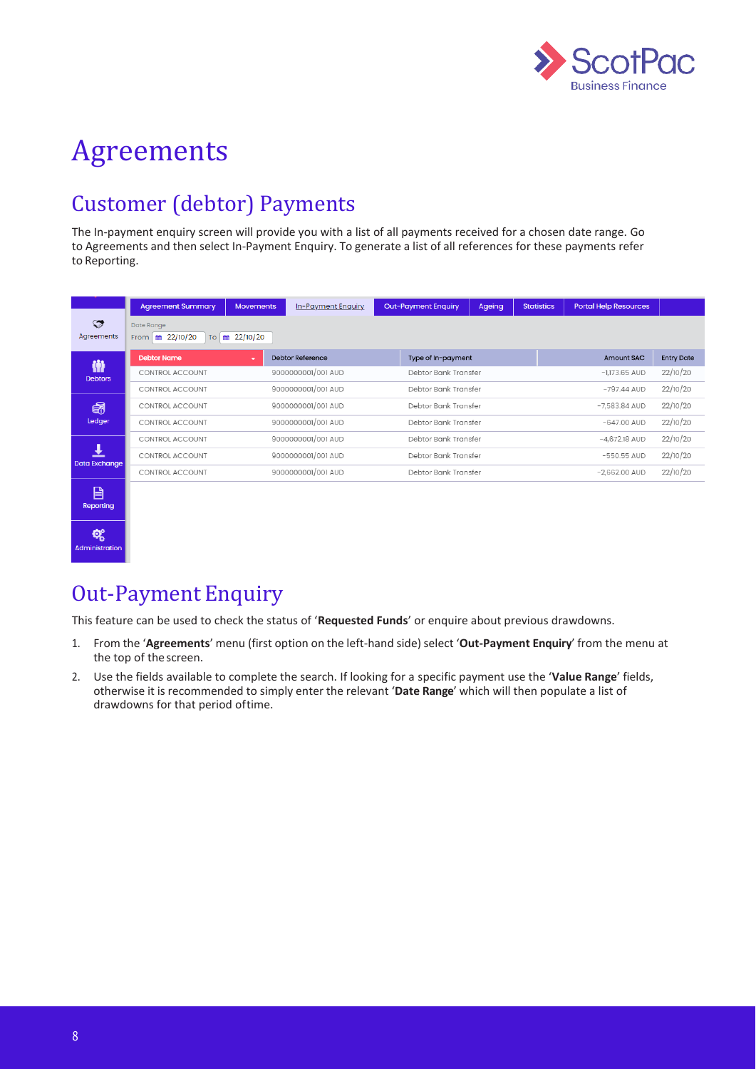# Agreements

## Customer (debtor) Payments

The In-payment enquiry screen will provide you with a list of all payments received for a chosen date range. Go to Agreements and then select In-Payment Enquiry. To generate a list of all references for these payments refer to Reporting.

| Agreement Summary | Movements | In-Payment Enquiry | Out-Payment Enquiry | Ageing | Statistics | Portal Help Resources |
|---|---|---|---|---|---|---|

Date Range
From 22/10/20 To 22/10/20

| Debtor Name | Debtor Reference | Type of In-payment | Amount SAC | Entry Date |
|---|---|---|---|---|
| CONTROL ACCOUNT | 9000000001/001 AUD | Debtor Bank Transfer | -1,173.65 AUD | 22/10/20 |
| CONTROL ACCOUNT | 9000000001/001 AUD | Debtor Bank Transfer | -797.44 AUD | 22/10/20 |
| CONTROL ACCOUNT | 9000000001/001 AUD | Debtor Bank Transfer | -7,583.84 AUD | 22/10/20 |
| CONTROL ACCOUNT | 9000000001/001 AUD | Debtor Bank Transfer | -847.00 AUD | 22/10/20 |
| CONTROL ACCOUNT | 9000000001/001 AUD | Debtor Bank Transfer | -4,672.18 AUD | 22/10/20 |
| CONTROL ACCOUNT | 9000000001/001 AUD | Debtor Bank Transfer | -550.55 AUD | 22/10/20 |
| CONTROL ACCOUNT | 9000000001/001 AUD | Debtor Bank Transfer | -2,662.00 AUD | 22/10/20 |

## Out-Payment Enquiry

This feature can be used to check the status of '**Requested Funds**' or enquire about previous drawdowns.

1. From the '**Agreements**' menu (first option on the left-hand side) select '**Out-Payment Enquiry**' from the menu at the top of the screen.
2. Use the fields available to complete the search. If looking for a specific payment use the '**Value Range**' fields, otherwise it is recommended to simply enter the relevant '**Date Range**' which will then populate a list of drawdowns for that period of time.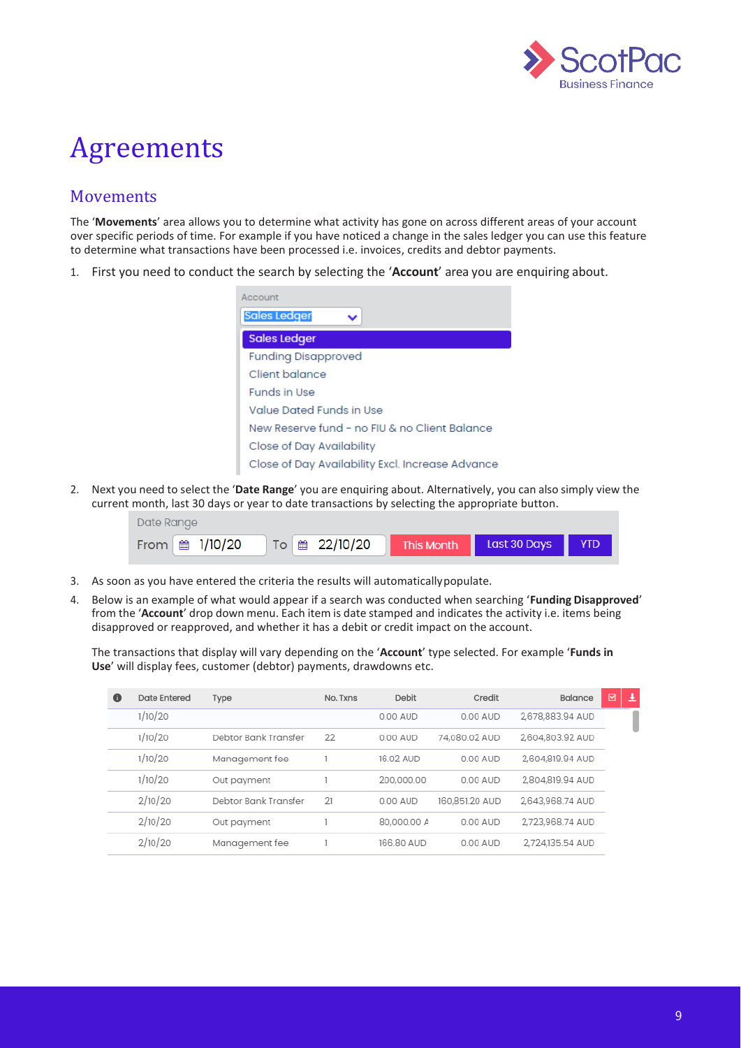# Agreements

## Movements

The '**Movements**' area allows you to determine what activity has gone on across different areas of your account over specific periods of time. For example if you have noticed a change in the sales ledger you can use this feature to determine what transactions have been processed i.e. invoices, credits and debtor payments.

1. First you need to conduct the search by selecting the '**Account**' area you are enquiring about.

   Account
   - Sales Ledger
   - Funding Disapproved
   - Client balance
   - Funds in Use
   - Value Dated Funds in Use
   - New Reserve fund - no FIU & no Client Balance
   - Close of Day Availability
   - Close of Day Availability Excl. Increase Advance

2. Next you need to select the '**Date Range**' you are enquiring about. Alternatively, you can also simply view the current month, last 30 days or year to date transactions by selecting the appropriate button.

   Date Range — From 1/10/20 To 22/10/20 | This Month | Last 30 Days | YTD

3. As soon as you have entered the criteria the results will automatically populate.
4. Below is an example of what would appear if a search was conducted when searching '**Funding Disapproved**' from the '**Account**' drop down menu. Each item is date stamped and indicates the activity i.e. items being disapproved or reapproved, and whether it has a debit or credit impact on the account.

   The transactions that display will vary depending on the '**Account**' type selected. For example '**Funds in Use**' will display fees, customer (debtor) payments, drawdowns etc.

| Date Entered | Type | No. Txns | Debit | Credit | Balance |
|---|---|---|---|---|---|
| 1/10/20 | | | 0.00 AUD | 0.00 AUD | 2,678,883.94 AUD |
| 1/10/20 | Debtor Bank Transfer | 22 | 0.00 AUD | 74,080.02 AUD | 2,604,803.92 AUD |
| 1/10/20 | Management fee | 1 | 16.02 AUD | 0.00 AUD | 2,604,819.94 AUD |
| 1/10/20 | Out payment | 1 | 200,000.00 | 0.00 AUD | 2,804,819.94 AUD |
| 2/10/20 | Debtor Bank Transfer | 21 | 0.00 AUD | 160,851.20 AUD | 2,643,968.74 AUD |
| 2/10/20 | Out payment | 1 | 80,000.00 A | 0.00 AUD | 2,723,968.74 AUD |
| 2/10/20 | Management fee | 1 | 166.80 AUD | 0.00 AUD | 2,724,135.54 AUD |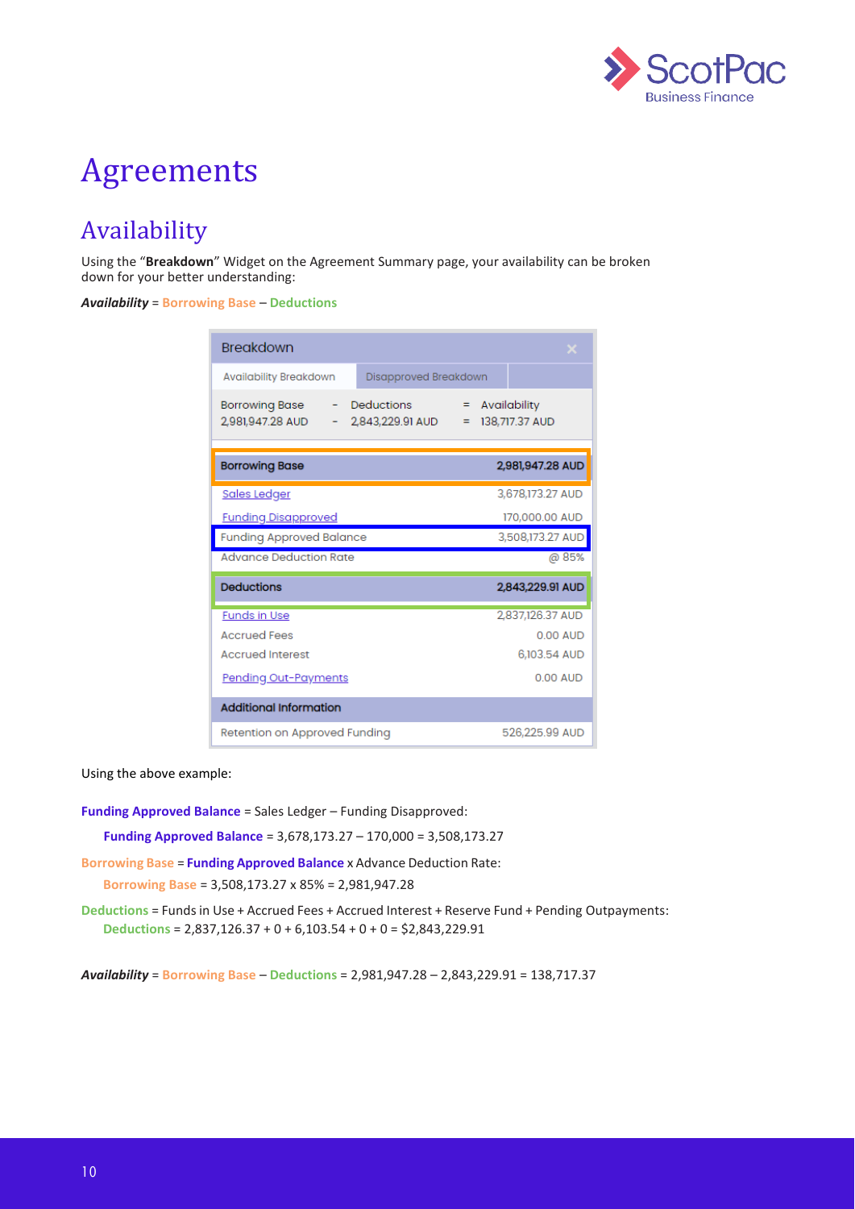# Agreements

## Availability

Using the "**Breakdown**" Widget on the Agreement Summary page, your availability can be broken down for your better understanding:

***Availability*** = **Borrowing Base** – **Deductions**

**Breakdown**

Availability Breakdown | Disapproved Breakdown

| Borrowing Base | - | Deductions | = | Availability |
|---|---|---|---|---|
| 2,981,947.28 AUD | - | 2,843,229.91 AUD | = | 138,717.37 AUD |

| **Borrowing Base** | **2,981,947.28 AUD** |
|---|---|
| Sales Ledger | 3,678,173.27 AUD |
| Funding Disapproved | 170,000.00 AUD |
| Funding Approved Balance | 3,508,173.27 AUD |
| Advance Deduction Rate | @ 85% |
| **Deductions** | **2,843,229.91 AUD** |
| Funds in Use | 2,837,126.37 AUD |
| Accrued Fees | 0.00 AUD |
| Accrued Interest | 6,103.54 AUD |
| Pending Out-Payments | 0.00 AUD |
| **Additional Information** | |
| Retention on Approved Funding | 526,225.99 AUD |

Using the above example:

**Funding Approved Balance** = Sales Ledger – Funding Disapproved:

**Funding Approved Balance** = 3,678,173.27 – 170,000 = 3,508,173.27

**Borrowing Base** = **Funding Approved Balance** x Advance Deduction Rate:

**Borrowing Base** = 3,508,173.27 x 85% = 2,981,947.28

**Deductions** = Funds in Use + Accrued Fees + Accrued Interest + Reserve Fund + Pending Outpayments:

**Deductions** = 2,837,126.37 + 0 + 6,103.54 + 0 + 0 = $2,843,229.91

***Availability*** = **Borrowing Base** – **Deductions** = 2,981,947.28 – 2,843,229.91 = 138,717.37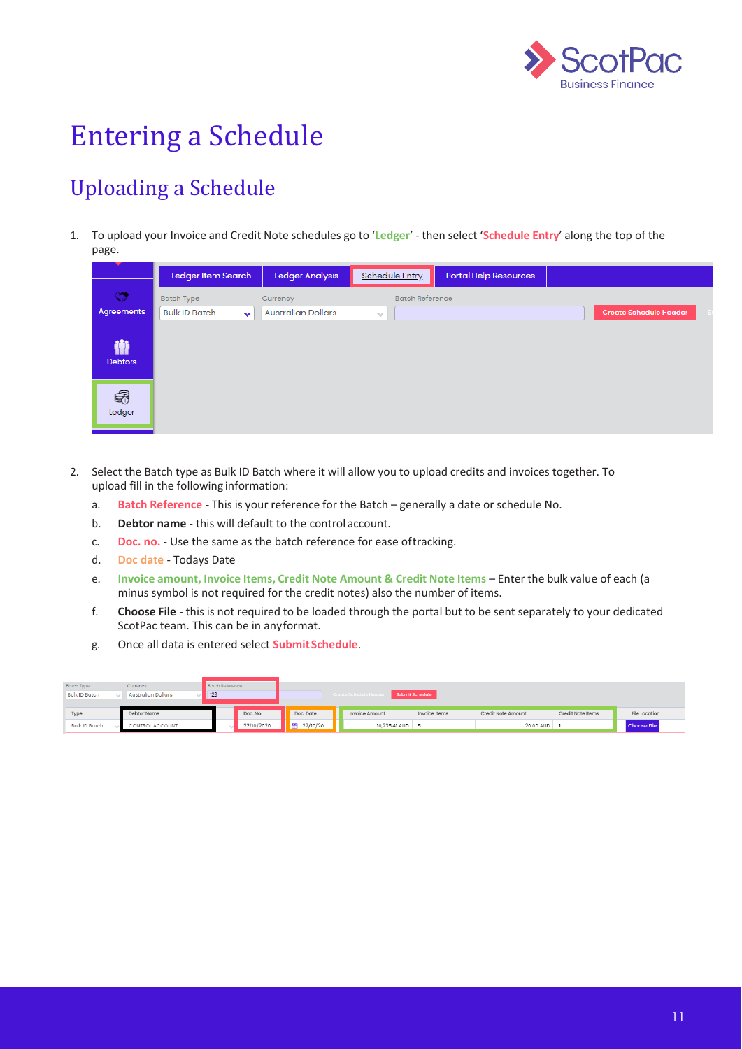# Entering a Schedule

## Uploading a Schedule

1. To upload your Invoice and Credit Note schedules go to '**Ledger**' - then select '**Schedule Entry**' along the top of the page.

2. Select the Batch type as Bulk ID Batch where it will allow you to upload credits and invoices together. To upload fill in the following information:
   a. **Batch Reference** - This is your reference for the Batch – generally a date or schedule No.
   b. **Debtor name** - this will default to the control account.
   c. **Doc. no.** - Use the same as the batch reference for ease oftracking.
   d. **Doc date** - Todays Date
   e. **Invoice amount, Invoice Items, Credit Note Amount & Credit Note Items** – Enter the bulk value of each (a minus symbol is not required for the credit notes) also the number of items.
   f. **Choose File** - this is not required to be loaded through the portal but to be sent separately to your dedicated ScotPac team. This can be in anyformat.
   g. Once all data is entered select **Submit Schedule**.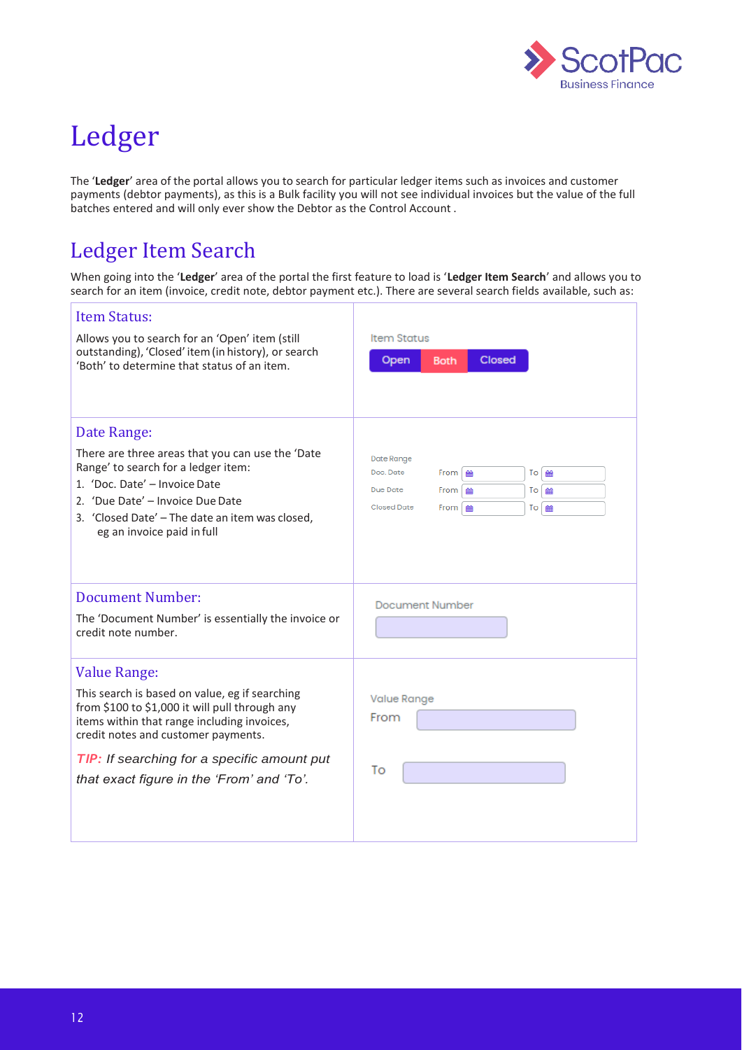# Ledger

The '**Ledger**' area of the portal allows you to search for particular ledger items such as invoices and customer payments (debtor payments), as this is a Bulk facility you will not see individual invoices but the value of the full batches entered and will only ever show the Debtor as the Control Account .

## Ledger Item Search

When going into the '**Ledger**' area of the portal the first feature to load is '**Ledger Item Search**' and allows you to search for an item (invoice, credit note, debtor payment etc.). There are several search fields available, such as:

### Item Status:

Allows you to search for an 'Open' item (still outstanding), 'Closed' item (in history), or search 'Both' to determine that status of an item.

Item Status

Open | Both | Closed

### Date Range:

There are three areas that you can use the 'Date Range' to search for a ledger item:

1. 'Doc. Date' – Invoice Date
2. 'Due Date' – Invoice Due Date
3. 'Closed Date' – The date an item was closed, eg an invoice paid in full

Date Range

| | | | | |
|---|---|---|---|---|
| Doc. Date | From | | To | |
| Due Date | From | | To | |
| Closed Date | From | | To | |

### Document Number:

The 'Document Number' is essentially the invoice or credit note number.

Document Number

### Value Range:

This search is based on value, eg if searching from $100 to $1,000 it will pull through any items within that range including invoices, credit notes and customer payments.

***TIP:*** *If searching for a specific amount put that exact figure in the 'From' and 'To'.*

Value Range

From

To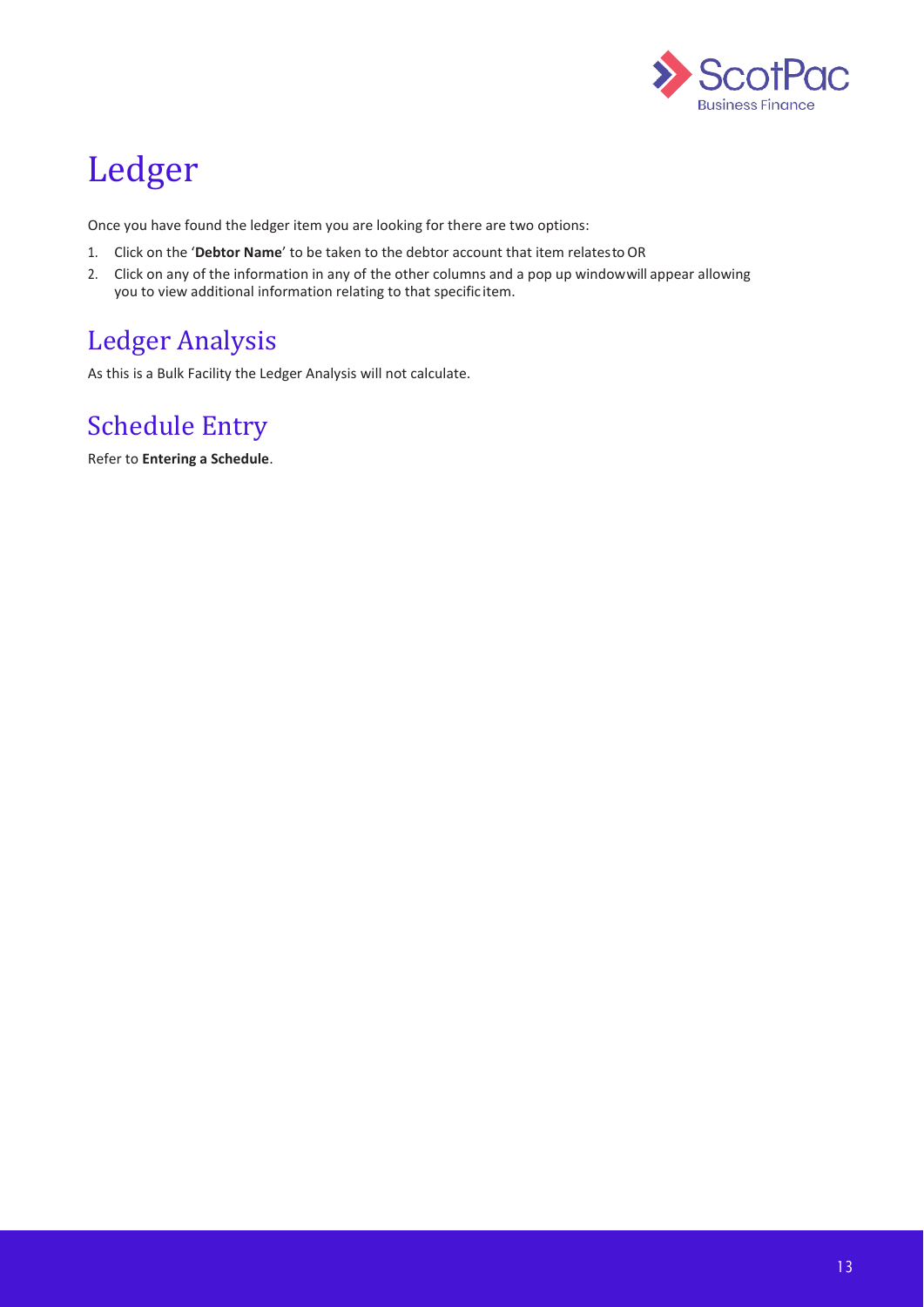# Ledger

Once you have found the ledger item you are looking for there are two options:

1. Click on the '**Debtor Name**' to be taken to the debtor account that item relates to OR
2. Click on any of the information in any of the other columns and a pop up window will appear allowing you to view additional information relating to that specific item.

## Ledger Analysis

As this is a Bulk Facility the Ledger Analysis will not calculate.

## Schedule Entry

Refer to **Entering a Schedule**.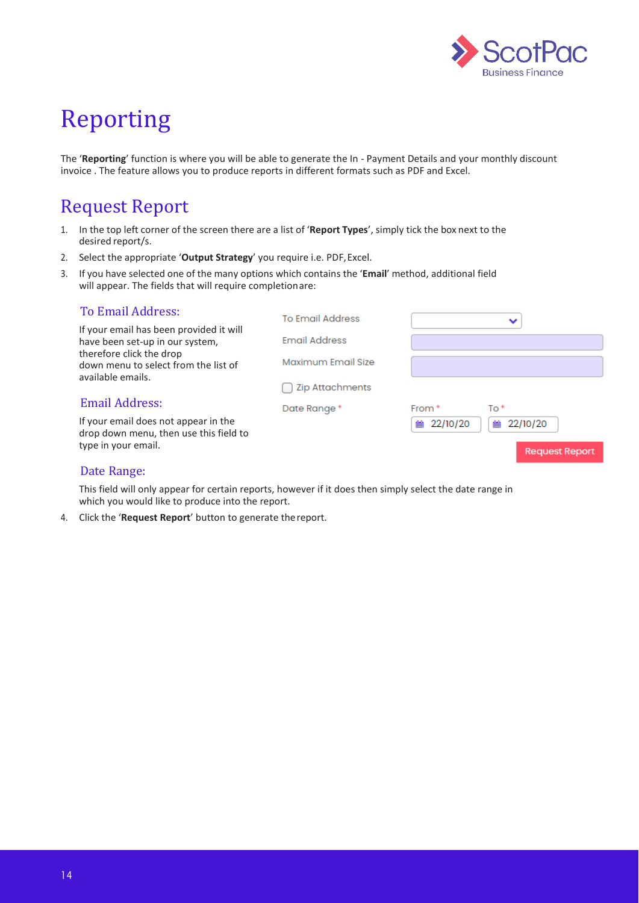# Reporting

The '**Reporting**' function is where you will be able to generate the In - Payment Details and your monthly discount invoice . The feature allows you to produce reports in different formats such as PDF and Excel.

## Request Report

1. In the top left corner of the screen there are a list of '**Report Types**', simply tick the box next to the desired report/s.
2. Select the appropriate '**Output Strategy**' you require i.e. PDF, Excel.
3. If you have selected one of the many options which contains the '**Email**' method, additional field will appear. The fields that will require completion are:

### To Email Address:

If your email has been provided it will have been set-up in our system, therefore click the drop down menu to select from the list of available emails.

### Email Address:

If your email does not appear in the drop down menu, then use this field to type in your email.

To Email Address

Email Address

Maximum Email Size

Zip Attachments

Date Range *

From * 22/10/20 To * 22/10/20

Request Report

### Date Range:

This field will only appear for certain reports, however if it does then simply select the date range in which you would like to produce into the report.

4. Click the '**Request Report**' button to generate the report.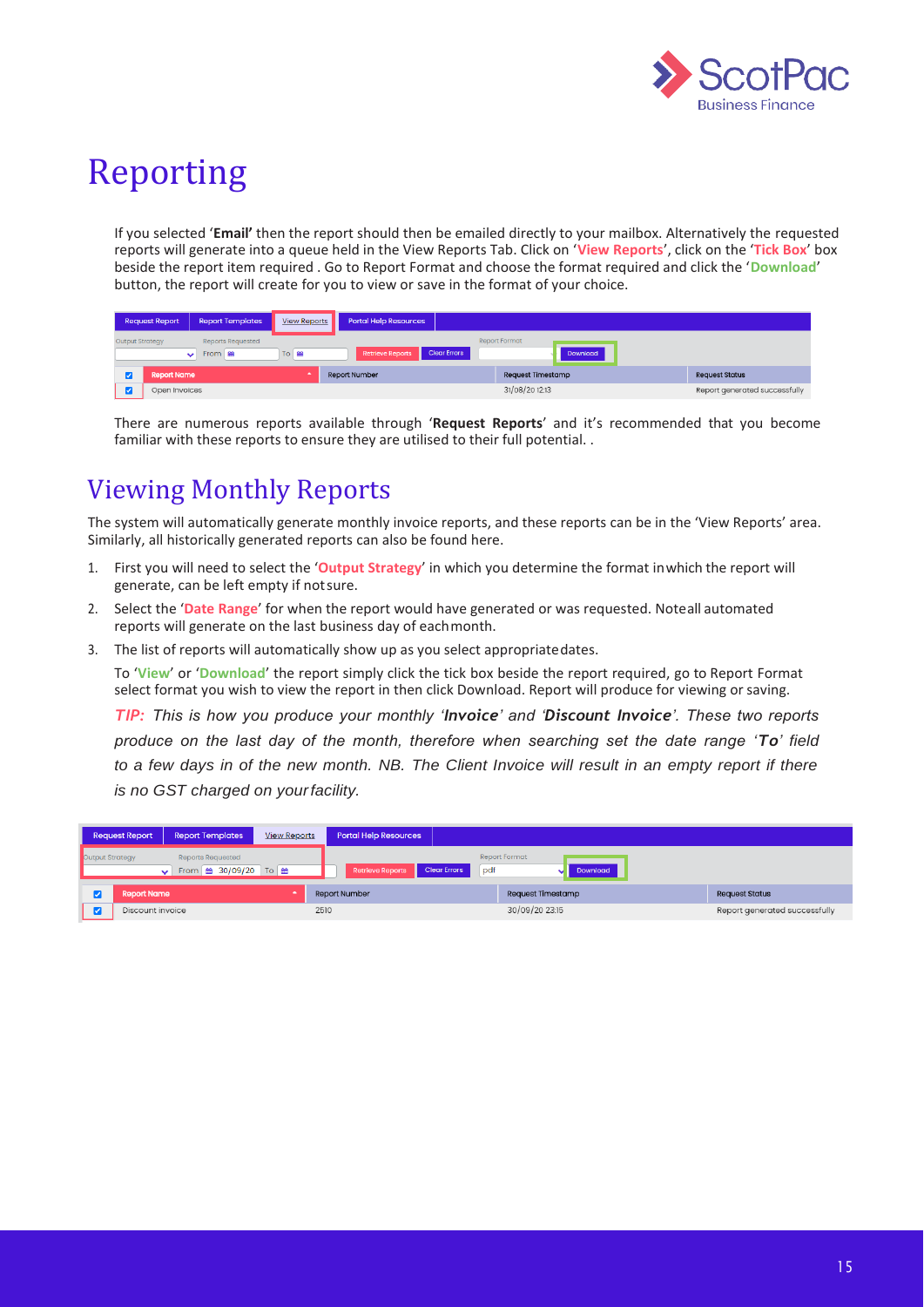# Reporting

If you selected '**Email'** then the report should then be emailed directly to your mailbox. Alternatively the requested reports will generate into a queue held in the View Reports Tab. Click on '**View Reports**', click on the '**Tick Box**' box beside the report item required . Go to Report Format and choose the format required and click the '**Download**' button, the report will create for you to view or save in the format of your choice.

There are numerous reports available through '**Request Reports**' and it's recommended that you become familiar with these reports to ensure they are utilised to their full potential. .

## Viewing Monthly Reports

The system will automatically generate monthly invoice reports, and these reports can be in the 'View Reports' area. Similarly, all historically generated reports can also be found here.

1. First you will need to select the '**Output Strategy**' in which you determine the format inwhich the report will generate, can be left empty if notsure.
2. Select the '**Date Range**' for when the report would have generated or was requested. Noteall automated reports will generate on the last business day of eachmonth.
3. The list of reports will automatically show up as you select appropriatedates.

   To '**View**' or '**Download**' the report simply click the tick box beside the report required, go to Report Format select format you wish to view the report in then click Download. Report will produce for viewing or saving.

   ***TIP:*** *This is how you produce your monthly '**Invoice**' and '**Discount Invoice**'. These two reports produce on the last day of the month, therefore when searching set the date range '**To**' field to a few days in of the new month. NB. The Client Invoice will result in an empty report if there is no GST charged on yourfacility.*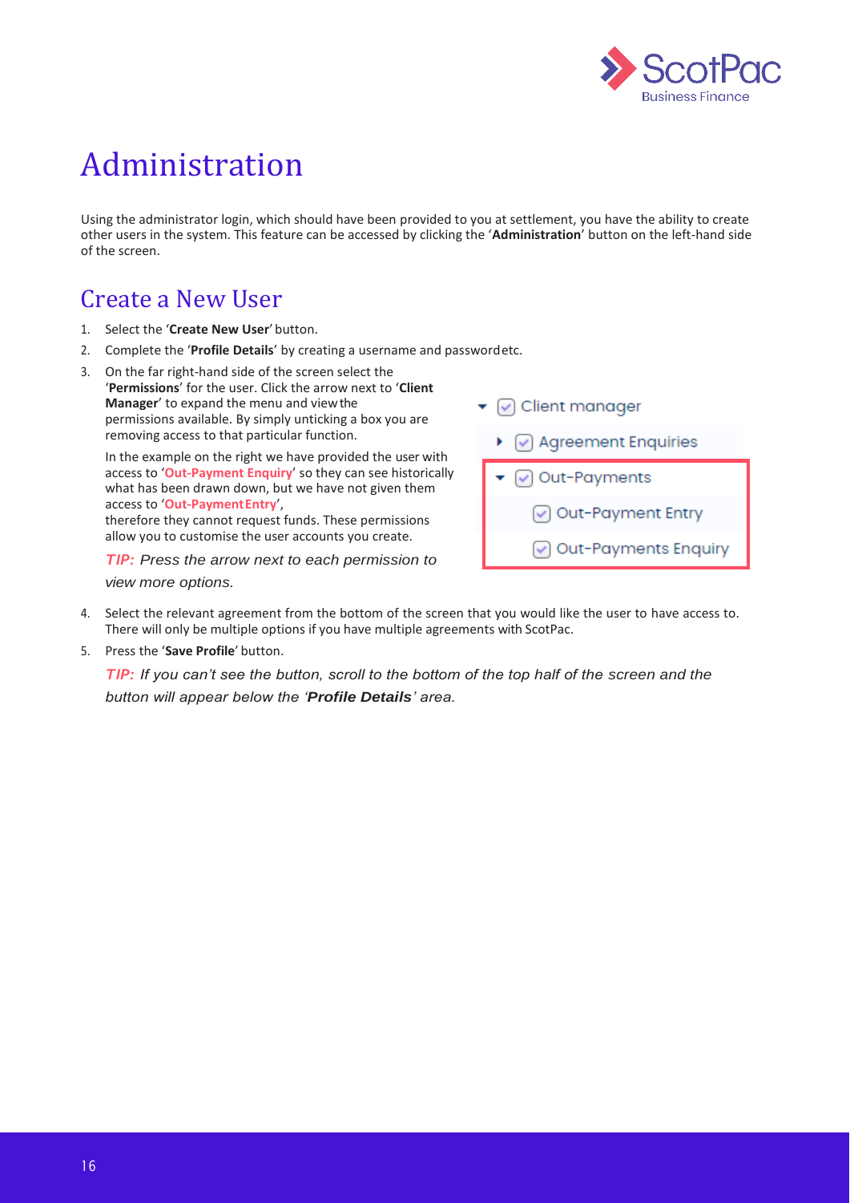# Administration

Using the administrator login, which should have been provided to you at settlement, you have the ability to create other users in the system. This feature can be accessed by clicking the '**Administration**' button on the left-hand side of the screen.

## Create a New User

1. Select the '**Create New User**' button.
2. Complete the '**Profile Details**' by creating a username and password etc.
3. On the far right-hand side of the screen select the '**Permissions**' for the user. Click the arrow next to '**Client Manager**' to expand the menu and view the permissions available. By simply unticking a box you are removing access to that particular function.

   In the example on the right we have provided the user with access to '**Out-Payment Enquiry**' so they can see historically what has been drawn down, but we have not given them access to '**Out-Payment Entry**', therefore they cannot request funds. These permissions allow you to customise the user accounts you create.

   *TIP: Press the arrow next to each permission to view more options.*

   - Client manager
     - Agreement Enquiries
     - Out-Payments
       - Out-Payment Entry
       - Out-Payments Enquiry

4. Select the relevant agreement from the bottom of the screen that you would like the user to have access to. There will only be multiple options if you have multiple agreements with ScotPac.
5. Press the '**Save Profile**' button.

   *TIP: If you can't see the button, scroll to the bottom of the top half of the screen and the button will appear below the '**Profile Details**' area.*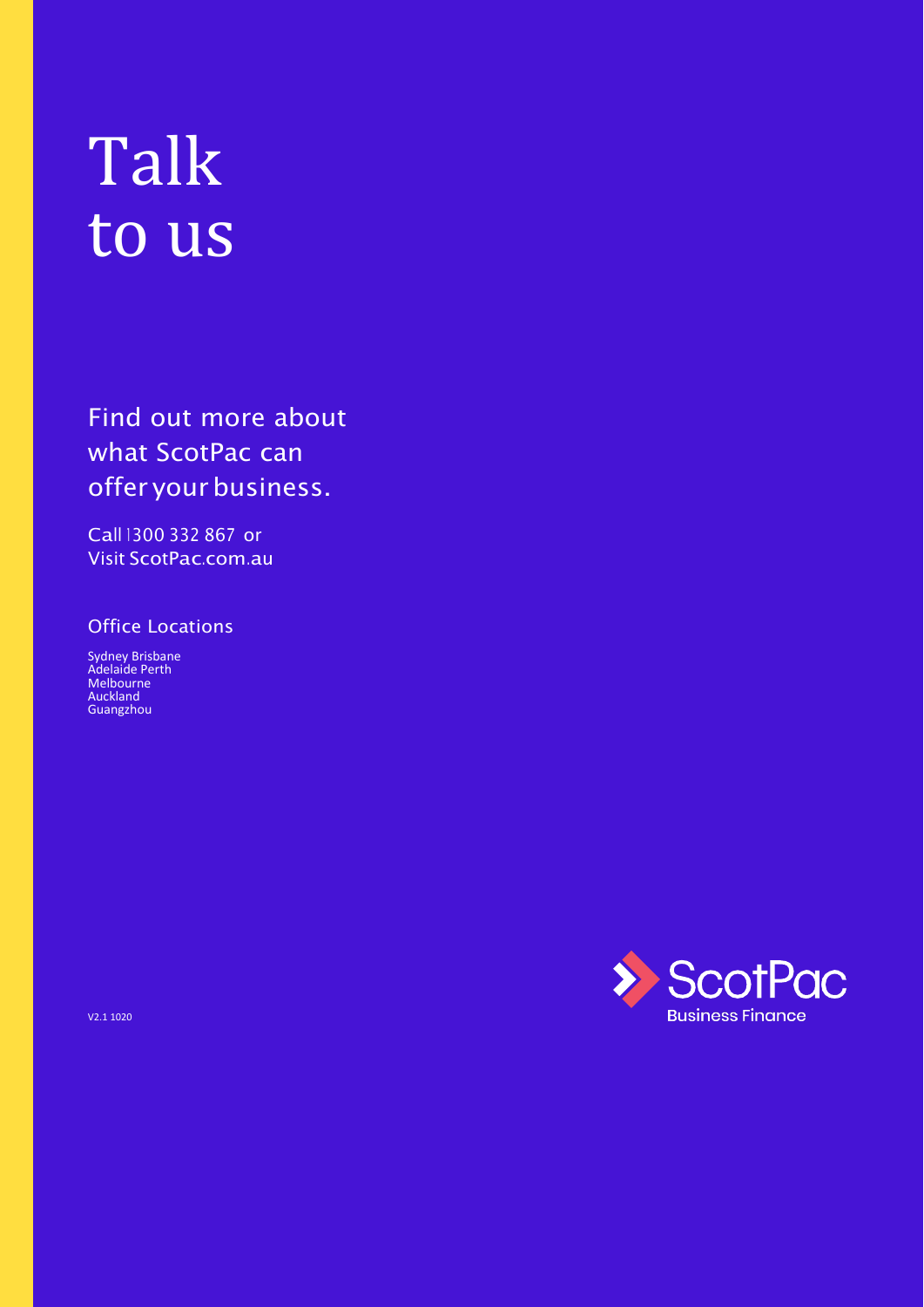# Talk to us

Find out more about what ScotPac can offer your business.

Call 1300 332 867 or
Visit ScotPac.com.au

## Office Locations

Sydney Brisbane
Adelaide Perth
Melbourne
Auckland
Guangzhou

V2.1 1020

ScotPac
Business Finance